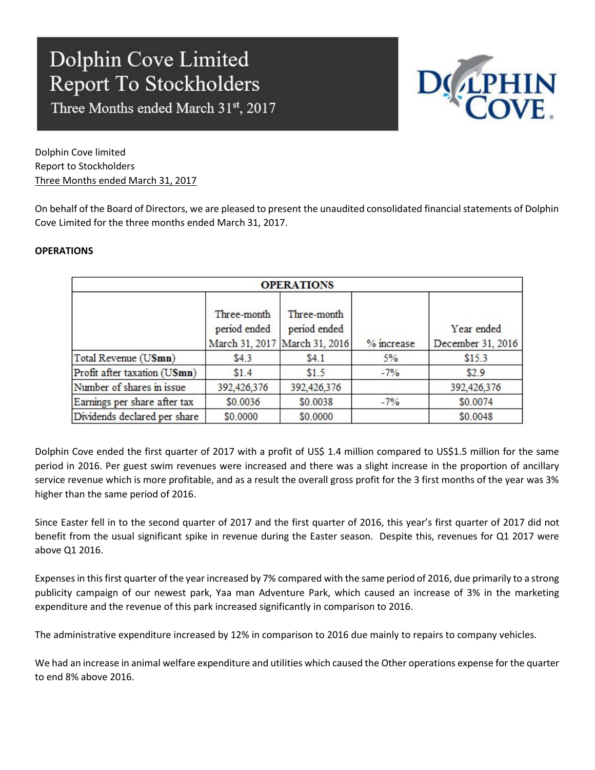# Dolphin Cove Limited
## Report To Stockholders
### Three Months ended March 31st, 2017

Dolphin Cove limited
Report to Stockholders
Three Months ended March 31, 2017

On behalf of the Board of Directors, we are pleased to present the unaudited consolidated financial statements of Dolphin Cove Limited for the three months ended March 31, 2017.

**OPERATIONS**

| OPERATIONS | | | | |
|---|---|---|---|---|
| | Three-month period ended March 31, 2017 | Three-month period ended March 31, 2016 | % increase | Year ended December 31, 2016 |
| Total Revenue (US**$mn**) | $4.3 | $4.1 | 5% | $15.3 |
| Profit after taxation (US**$mn**) | $1.4 | $1.5 | -7% | $2.9 |
| Number of shares in issue | 392,426,376 | 392,426,376 | | 392,426,376 |
| Earnings per share after tax | $0.0036 | $0.0038 | -7% | $0.0074 |
| Dividends declared per share | $0.0000 | $0.0000 | | $0.0048 |

Dolphin Cove ended the first quarter of 2017 with a profit of US$ 1.4 million compared to US$1.5 million for the same period in 2016. Per guest swim revenues were increased and there was a slight increase in the proportion of ancillary service revenue which is more profitable, and as a result the overall gross profit for the 3 first months of the year was 3% higher than the same period of 2016.

Since Easter fell in to the second quarter of 2017 and the first quarter of 2016, this year's first quarter of 2017 did not benefit from the usual significant spike in revenue during the Easter season. Despite this, revenues for Q1 2017 were above Q1 2016.

Expenses in this first quarter of the year increased by 7% compared with the same period of 2016, due primarily to a strong publicity campaign of our newest park, Yaa man Adventure Park, which caused an increase of 3% in the marketing expenditure and the revenue of this park increased significantly in comparison to 2016.

The administrative expenditure increased by 12% in comparison to 2016 due mainly to repairs to company vehicles.

We had an increase in animal welfare expenditure and utilities which caused the Other operations expense for the quarter to end 8% above 2016.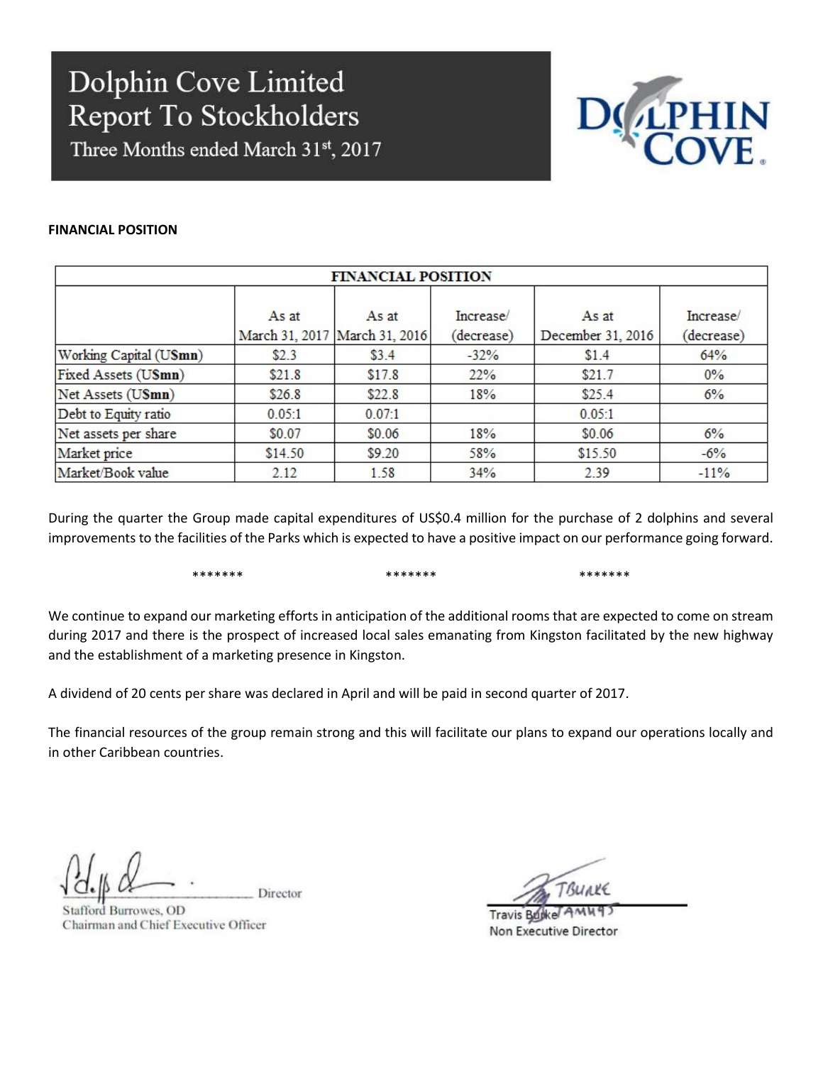# Dolphin Cove Limited
# Report To Stockholders
## Three Months ended March 31st, 2017

**FINANCIAL POSITION**

| FINANCIAL POSITION | | | | | |
|---|---|---|---|---|---|
| | As at March 31, 2017 | As at March 31, 2016 | Increase/ (decrease) | As at December 31, 2016 | Increase/ (decrease) |
| Working Capital (US**mn**) | $2.3 | $3.4 | -32% | $1.4 | 64% |
| Fixed Assets (US**mn**) | $21.8 | $17.8 | 22% | $21.7 | 0% |
| Net Assets (US**mn**) | $26.8 | $22.8 | 18% | $25.4 | 6% |
| Debt to Equity ratio | 0.05:1 | 0.07:1 | | 0.05:1 | |
| Net assets per share | $0.07 | $0.06 | 18% | $0.06 | 6% |
| Market price | $14.50 | $9.20 | 58% | $15.50 | -6% |
| Market/Book value | 2.12 | 1.58 | 34% | 2.39 | -11% |

During the quarter the Group made capital expenditures of US$0.4 million for the purchase of 2 dolphins and several improvements to the facilities of the Parks which is expected to have a positive impact on our performance going forward.

******* ******* *******

We continue to expand our marketing efforts in anticipation of the additional rooms that are expected to come on stream during 2017 and there is the prospect of increased local sales emanating from Kingston facilitated by the new highway and the establishment of a marketing presence in Kingston.

A dividend of 20 cents per share was declared in April and will be paid in second quarter of 2017.

The financial resources of the group remain strong and this will facilitate our plans to expand our operations locally and in other Caribbean countries.

Director
Stafford Burrowes, OD
Chairman and Chief Executive Officer

Travis Burke
Non Executive Director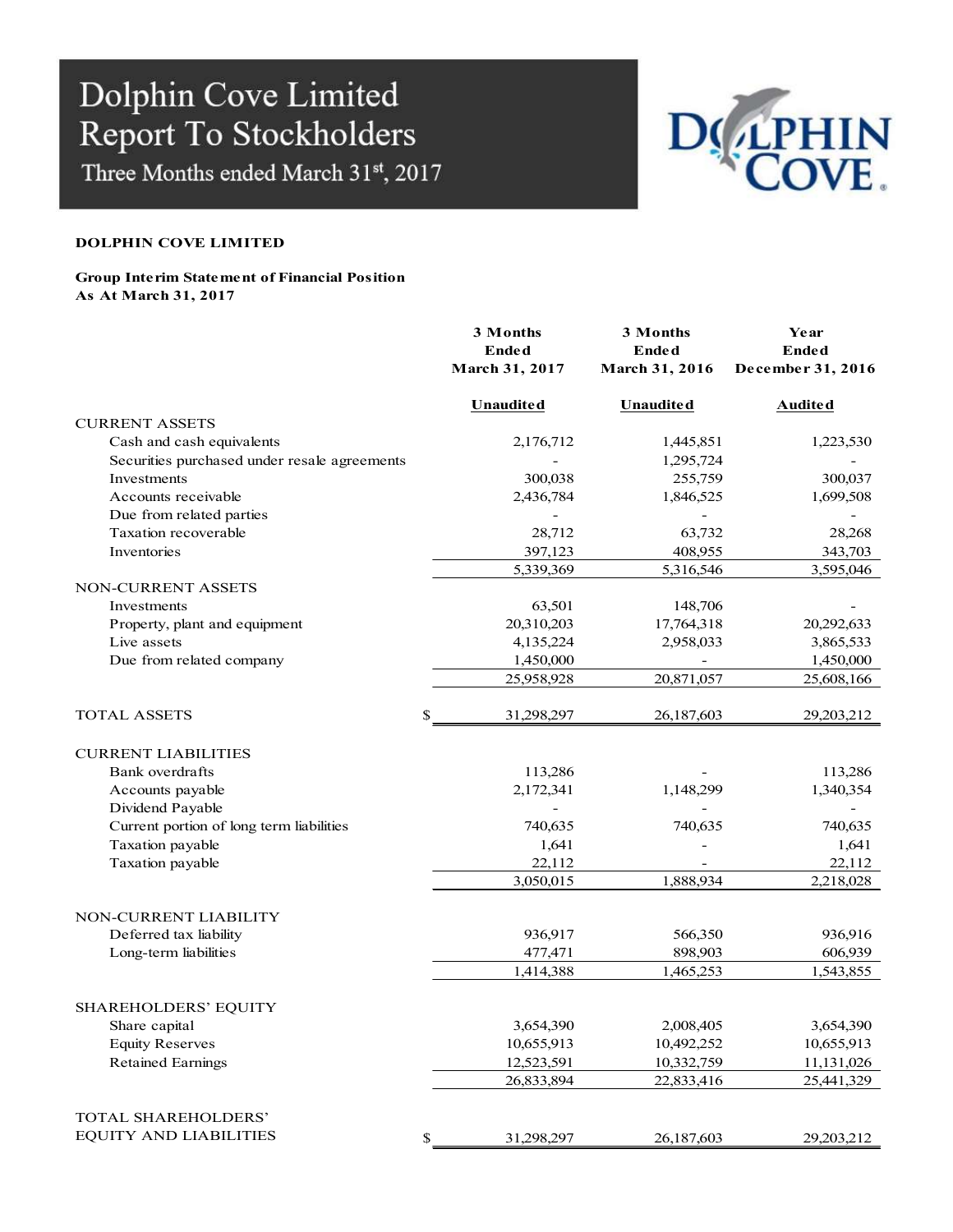# Dolphin Cove Limited
## Report To Stockholders
### Three Months ended March 31st, 2017

**DOLPHIN COVE LIMITED**

**Group Interim Statement of Financial Position**
**As At March 31, 2017**

| | | 3 Months Ended March 31, 2017 | 3 Months Ended March 31, 2016 | Year Ended December 31, 2016 |
|---|---|---|---|---|
| | | **Unaudited** | **Unaudited** | **Audited** |
| CURRENT ASSETS | | | | |
| Cash and cash equivalents | | 2,176,712 | 1,445,851 | 1,223,530 |
| Securities purchased under resale agreements | | - | 1,295,724 | - |
| Investments | | 300,038 | 255,759 | 300,037 |
| Accounts receivable | | 2,436,784 | 1,846,525 | 1,699,508 |
| Due from related parties | | - | - | - |
| Taxation recoverable | | 28,712 | 63,732 | 28,268 |
| Inventories | | 397,123 | 408,955 | 343,703 |
| | | 5,339,369 | 5,316,546 | 3,595,046 |
| NON-CURRENT ASSETS | | | | |
| Investments | | 63,501 | 148,706 | - |
| Property, plant and equipment | | 20,310,203 | 17,764,318 | 20,292,633 |
| Live assets | | 4,135,224 | 2,958,033 | 3,865,533 |
| Due from related company | | 1,450,000 | - | 1,450,000 |
| | | 25,958,928 | 20,871,057 | 25,608,166 |
| TOTAL ASSETS | $ | 31,298,297 | 26,187,603 | 29,203,212 |
| CURRENT LIABILITIES | | | | |
| Bank overdrafts | | 113,286 | - | 113,286 |
| Accounts payable | | 2,172,341 | 1,148,299 | 1,340,354 |
| Dividend Payable | | - | - | - |
| Current portion of long term liabilities | | 740,635 | 740,635 | 740,635 |
| Taxation payable | | 1,641 | - | 1,641 |
| Taxation payable | | 22,112 | - | 22,112 |
| | | 3,050,015 | 1,888,934 | 2,218,028 |
| NON-CURRENT LIABILITY | | | | |
| Deferred tax liability | | 936,917 | 566,350 | 936,916 |
| Long-term liabilities | | 477,471 | 898,903 | 606,939 |
| | | 1,414,388 | 1,465,253 | 1,543,855 |
| SHAREHOLDERS' EQUITY | | | | |
| Share capital | | 3,654,390 | 2,008,405 | 3,654,390 |
| Equity Reserves | | 10,655,913 | 10,492,252 | 10,655,913 |
| Retained Earnings | | 12,523,591 | 10,332,759 | 11,131,026 |
| | | 26,833,894 | 22,833,416 | 25,441,329 |
| TOTAL SHAREHOLDERS' EQUITY AND LIABILITIES | $ | 31,298,297 | 26,187,603 | 29,203,212 |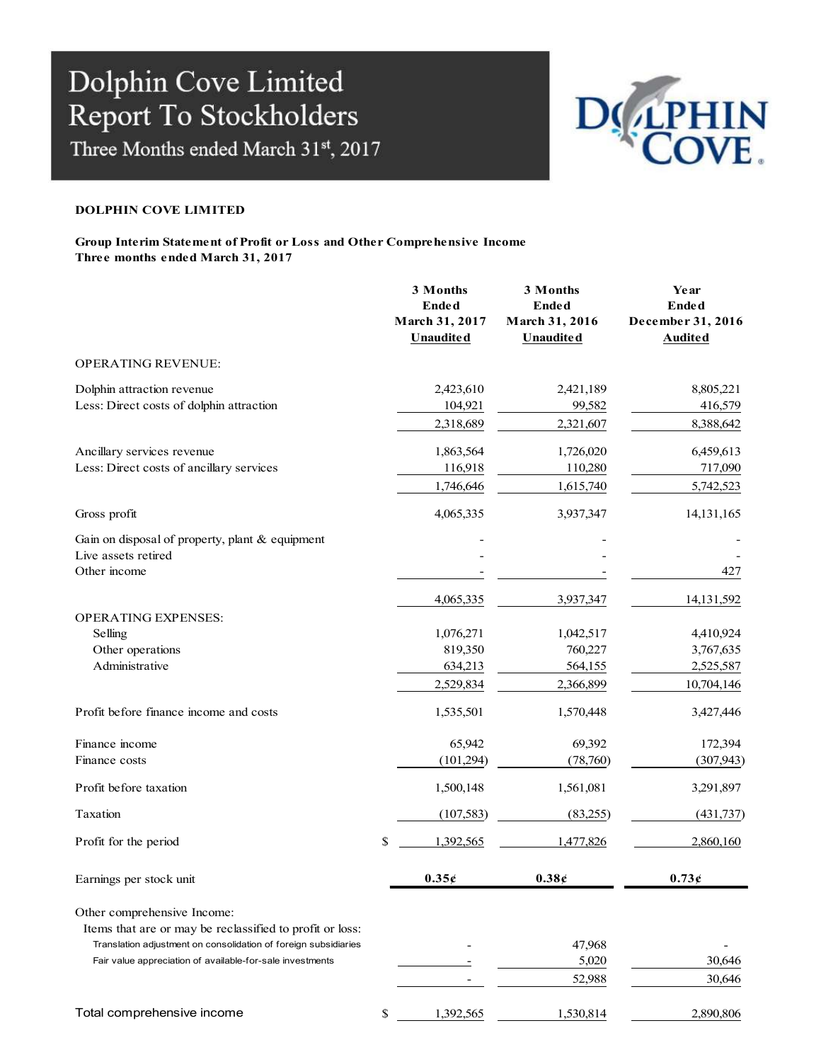# Dolphin Cove Limited
## Report To Stockholders
### Three Months ended March 31st, 2017

**DOLPHIN COVE LIMITED**

**Group Interim Statement of Profit or Loss and Other Comprehensive Income**
**Three months ended March 31, 2017**

| | | 3 Months Ended March 31, 2017 Unaudited | 3 Months Ended March 31, 2016 Unaudited | Year Ended December 31, 2016 Audited |
|---|---|---|---|---|
| OPERATING REVENUE: | | | | |
| Dolphin attraction revenue | | 2,423,610 | 2,421,189 | 8,805,221 |
| Less: Direct costs of dolphin attraction | | 104,921 | 99,582 | 416,579 |
| | | 2,318,689 | 2,321,607 | 8,388,642 |
| Ancillary services revenue | | 1,863,564 | 1,726,020 | 6,459,613 |
| Less: Direct costs of ancillary services | | 116,918 | 110,280 | 717,090 |
| | | 1,746,646 | 1,615,740 | 5,742,523 |
| Gross profit | | 4,065,335 | 3,937,347 | 14,131,165 |
| Gain on disposal of property, plant & equipment | | - | - | - |
| Live assets retired | | - | - | - |
| Other income | | - | - | 427 |
| | | 4,065,335 | 3,937,347 | 14,131,592 |
| OPERATING EXPENSES: | | | | |
| Selling | | 1,076,271 | 1,042,517 | 4,410,924 |
| Other operations | | 819,350 | 760,227 | 3,767,635 |
| Administrative | | 634,213 | 564,155 | 2,525,587 |
| | | 2,529,834 | 2,366,899 | 10,704,146 |
| Profit before finance income and costs | | 1,535,501 | 1,570,448 | 3,427,446 |
| Finance income | | 65,942 | 69,392 | 172,394 |
| Finance costs | | (101,294) | (78,760) | (307,943) |
| Profit before taxation | | 1,500,148 | 1,561,081 | 3,291,897 |
| Taxation | | (107,583) | (83,255) | (431,737) |
| Profit for the period | $ | 1,392,565 | 1,477,826 | 2,860,160 |
| Earnings per stock unit | | **0.35¢** | **0.38¢** | **0.73¢** |
| Other comprehensive Income: | | | | |
| Items that are or may be reclassified to profit or loss: | | | | |
| Translation adjustment on consolidation of foreign subsidiaries | | - | 47,968 | - |
| Fair value appreciation of available-for-sale investments | | - | 5,020 | 30,646 |
| | | - | 52,988 | 30,646 |
| Total comprehensive income | $ | 1,392,565 | 1,530,814 | 2,890,806 |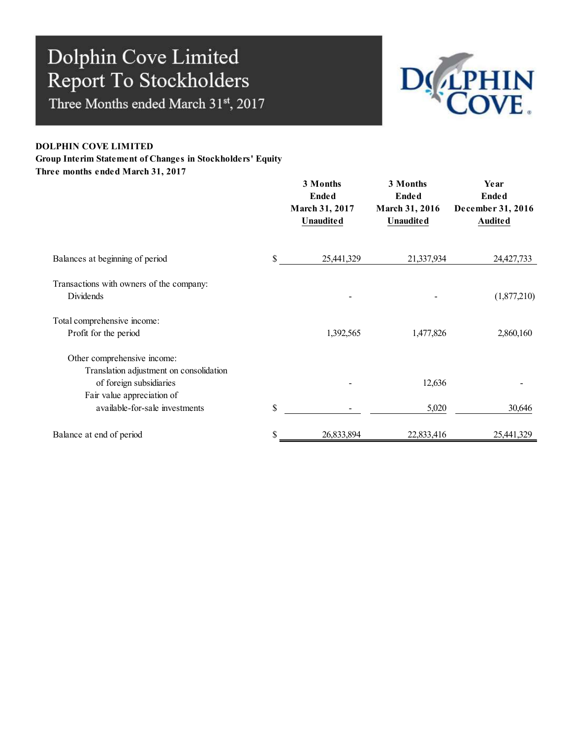# Dolphin Cove Limited
## Report To Stockholders
### Three Months ended March 31st, 2017

**DOLPHIN COVE LIMITED**
**Group Interim Statement of Changes in Stockholders' Equity**
**Three months ended March 31, 2017**

| | | 3 Months Ended March 31, 2017 Unaudited | 3 Months Ended March 31, 2016 Unaudited | Year Ended December 31, 2016 Audited |
|---|---|---|---|---|
| Balances at beginning of period | $ | 25,441,329 | 21,337,934 | 24,427,733 |
| Transactions with owners of the company: | | | | |
| Dividends | | - | - | (1,877,210) |
| Total comprehensive income: | | | | |
| Profit for the period | | 1,392,565 | 1,477,826 | 2,860,160 |
| Other comprehensive income: | | | | |
| Translation adjustment on consolidation of foreign subsidiaries | | - | 12,636 | - |
| Fair value appreciation of available-for-sale investments | $ | - | 5,020 | 30,646 |
| Balance at end of period | $ | 26,833,894 | 22,833,416 | 25,441,329 |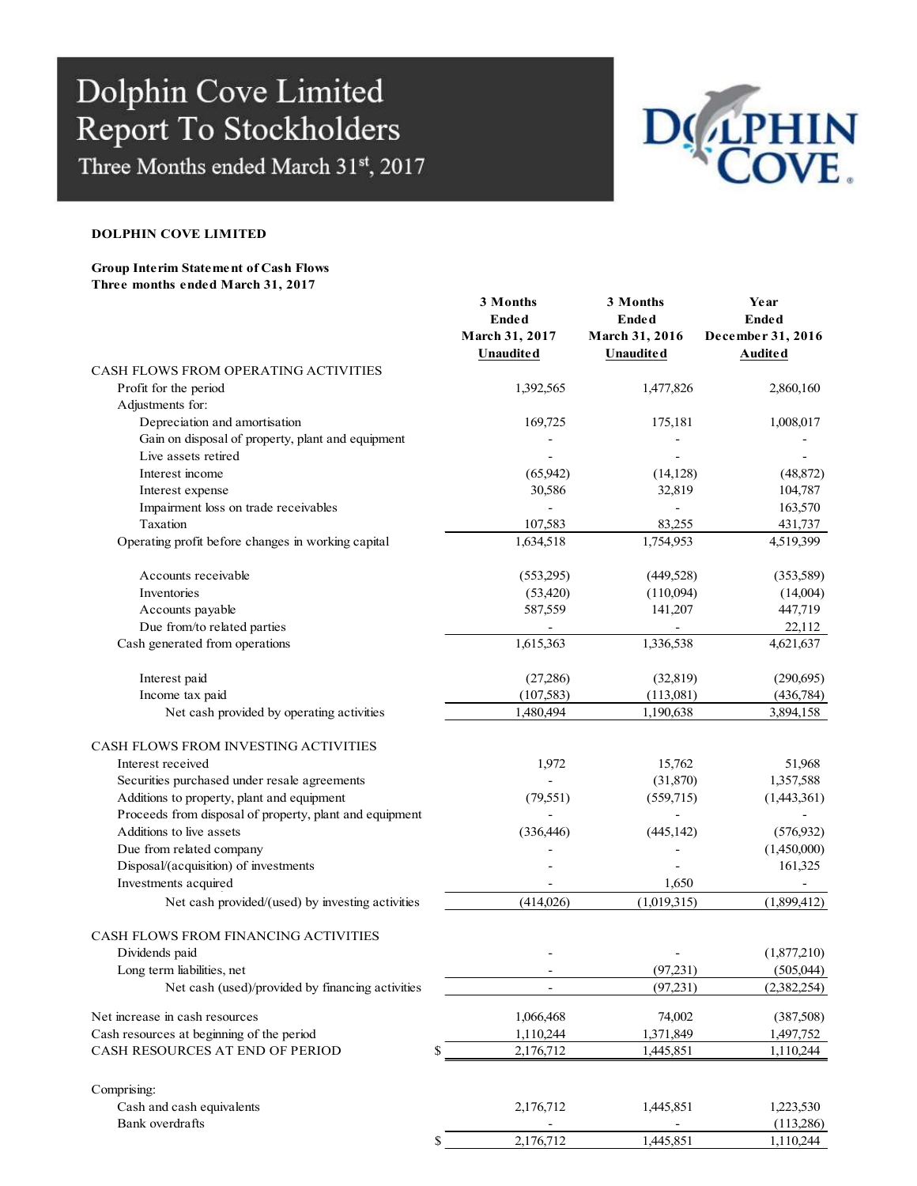# Dolphin Cove Limited
## Report To Stockholders
### Three Months ended March 31st, 2017

**DOLPHIN COVE LIMITED**

**Group Interim Statement of Cash Flows**
**Three months ended March 31, 2017**

| | 3 Months Ended March 31, 2017 Unaudited | 3 Months Ended March 31, 2016 Unaudited | Year Ended December 31, 2016 Audited |
|---|---|---|---|
| CASH FLOWS FROM OPERATING ACTIVITIES | | | |
| Profit for the period | 1,392,565 | 1,477,826 | 2,860,160 |
| Adjustments for: | | | |
| Depreciation and amortisation | 169,725 | 175,181 | 1,008,017 |
| Gain on disposal of property, plant and equipment | - | - | - |
| Live assets retired | - | - | - |
| Interest income | (65,942) | (14,128) | (48,872) |
| Interest expense | 30,586 | 32,819 | 104,787 |
| Impairment loss on trade receivables | - | - | 163,570 |
| Taxation | 107,583 | 83,255 | 431,737 |
| Operating profit before changes in working capital | 1,634,518 | 1,754,953 | 4,519,399 |
| Accounts receivable | (553,295) | (449,528) | (353,589) |
| Inventories | (53,420) | (110,094) | (14,004) |
| Accounts payable | 587,559 | 141,207 | 447,719 |
| Due from/to related parties | - | - | 22,112 |
| Cash generated from operations | 1,615,363 | 1,336,538 | 4,621,637 |
| Interest paid | (27,286) | (32,819) | (290,695) |
| Income tax paid | (107,583) | (113,081) | (436,784) |
| Net cash provided by operating activities | 1,480,494 | 1,190,638 | 3,894,158 |
| CASH FLOWS FROM INVESTING ACTIVITIES | | | |
| Interest received | 1,972 | 15,762 | 51,968 |
| Securities purchased under resale agreements | - | (31,870) | 1,357,588 |
| Additions to property, plant and equipment | (79,551) | (559,715) | (1,443,361) |
| Proceeds from disposal of property, plant and equipment | - | - | - |
| Additions to live assets | (336,446) | (445,142) | (576,932) |
| Due from related company | - | - | (1,450,000) |
| Disposal/(acquisition) of investments | - | - | 161,325 |
| Investments acquired | - | 1,650 | - |
| Net cash provided/(used) by investing activities | (414,026) | (1,019,315) | (1,899,412) |
| CASH FLOWS FROM FINANCING ACTIVITIES | | | |
| Dividends paid | - | - | (1,877,210) |
| Long term liabilities, net | - | (97,231) | (505,044) |
| Net cash (used)/provided by financing activities | - | (97,231) | (2,382,254) |
| Net increase in cash resources | 1,066,468 | 74,002 | (387,508) |
| Cash resources at beginning of the period | 1,110,244 | 1,371,849 | 1,497,752 |
| CASH RESOURCES AT END OF PERIOD | $ 2,176,712 | 1,445,851 | 1,110,244 |
| Comprising: | | | |
| Cash and cash equivalents | 2,176,712 | 1,445,851 | 1,223,530 |
| Bank overdrafts | - | - | (113,286) |
| | $ 2,176,712 | 1,445,851 | 1,110,244 |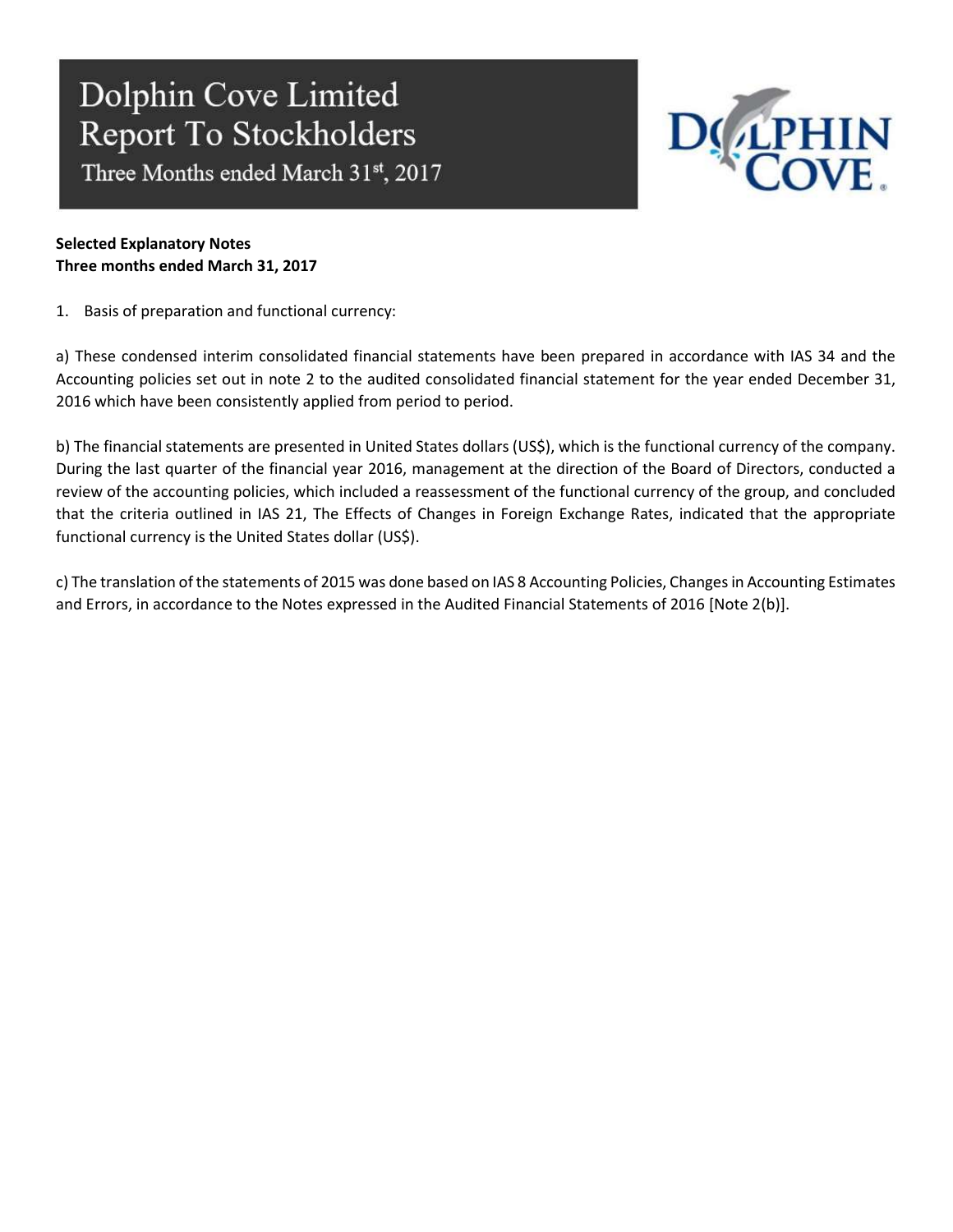# Dolphin Cove Limited
# Report To Stockholders
Three Months ended March 31st, 2017

**Selected Explanatory Notes**
**Three months ended March 31, 2017**

1. Basis of preparation and functional currency:

a) These condensed interim consolidated financial statements have been prepared in accordance with IAS 34 and the Accounting policies set out in note 2 to the audited consolidated financial statement for the year ended December 31, 2016 which have been consistently applied from period to period.

b) The financial statements are presented in United States dollars (US$), which is the functional currency of the company. During the last quarter of the financial year 2016, management at the direction of the Board of Directors, conducted a review of the accounting policies, which included a reassessment of the functional currency of the group, and concluded that the criteria outlined in IAS 21, The Effects of Changes in Foreign Exchange Rates, indicated that the appropriate functional currency is the United States dollar (US$).

c) The translation of the statements of 2015 was done based on IAS 8 Accounting Policies, Changes in Accounting Estimates and Errors, in accordance to the Notes expressed in the Audited Financial Statements of 2016 [Note 2(b)].